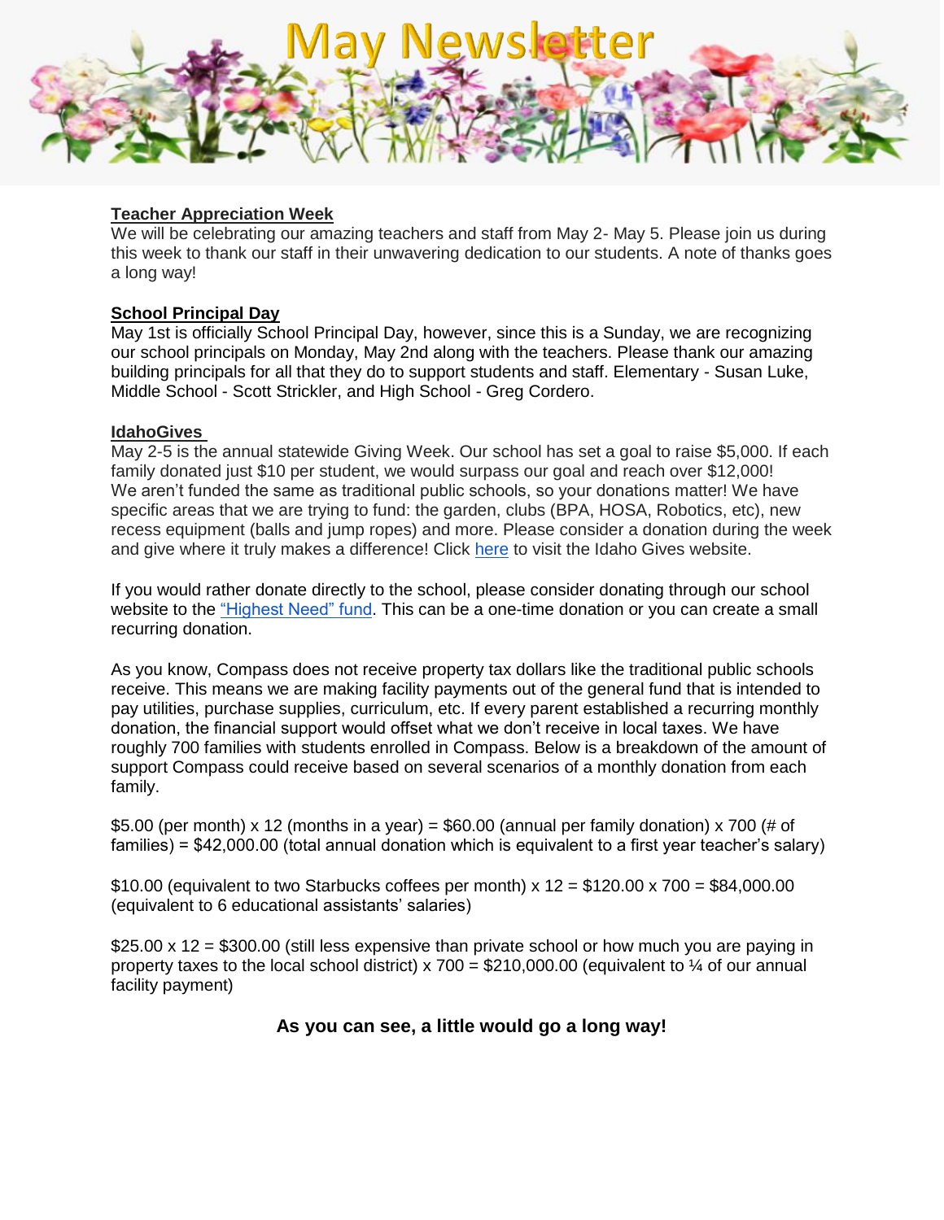# May Newsletter

**Teacher Appreciation Week**

We will be celebrating our amazing teachers and staff from May 2- May 5. Please join us during this week to thank our staff in their unwavering dedication to our students. A note of thanks goes a long way!

**School Principal Day**

May 1st is officially School Principal Day, however, since this is a Sunday, we are recognizing our school principals on Monday, May 2nd along with the teachers. Please thank our amazing building principals for all that they do to support students and staff. Elementary - Susan Luke, Middle School - Scott Strickler, and High School - Greg Cordero.

**IdahoGives**

May 2-5 is the annual statewide Giving Week. Our school has set a goal to raise $5,000. If each family donated just $10 per student, we would surpass our goal and reach over $12,000! We aren't funded the same as traditional public schools, so your donations matter! We have specific areas that we are trying to fund: the garden, clubs (BPA, HOSA, Robotics, etc), new recess equipment (balls and jump ropes) and more. Please consider a donation during the week and give where it truly makes a difference! Click here to visit the Idaho Gives website.

If you would rather donate directly to the school, please consider donating through our school website to the "Highest Need" fund. This can be a one-time donation or you can create a small recurring donation.

As you know, Compass does not receive property tax dollars like the traditional public schools receive. This means we are making facility payments out of the general fund that is intended to pay utilities, purchase supplies, curriculum, etc. If every parent established a recurring monthly donation, the financial support would offset what we don't receive in local taxes. We have roughly 700 families with students enrolled in Compass. Below is a breakdown of the amount of support Compass could receive based on several scenarios of a monthly donation from each family.

$5.00 (per month) x 12 (months in a year) = $60.00 (annual per family donation) x 700 (# of families) = $42,000.00 (total annual donation which is equivalent to a first year teacher's salary)

$10.00 (equivalent to two Starbucks coffees per month) x 12 = $120.00 x 700 = $84,000.00 (equivalent to 6 educational assistants' salaries)

$25.00 x 12 = $300.00 (still less expensive than private school or how much you are paying in property taxes to the local school district) x 700 = $210,000.00 (equivalent to ¼ of our annual facility payment)

**As you can see, a little would go a long way!**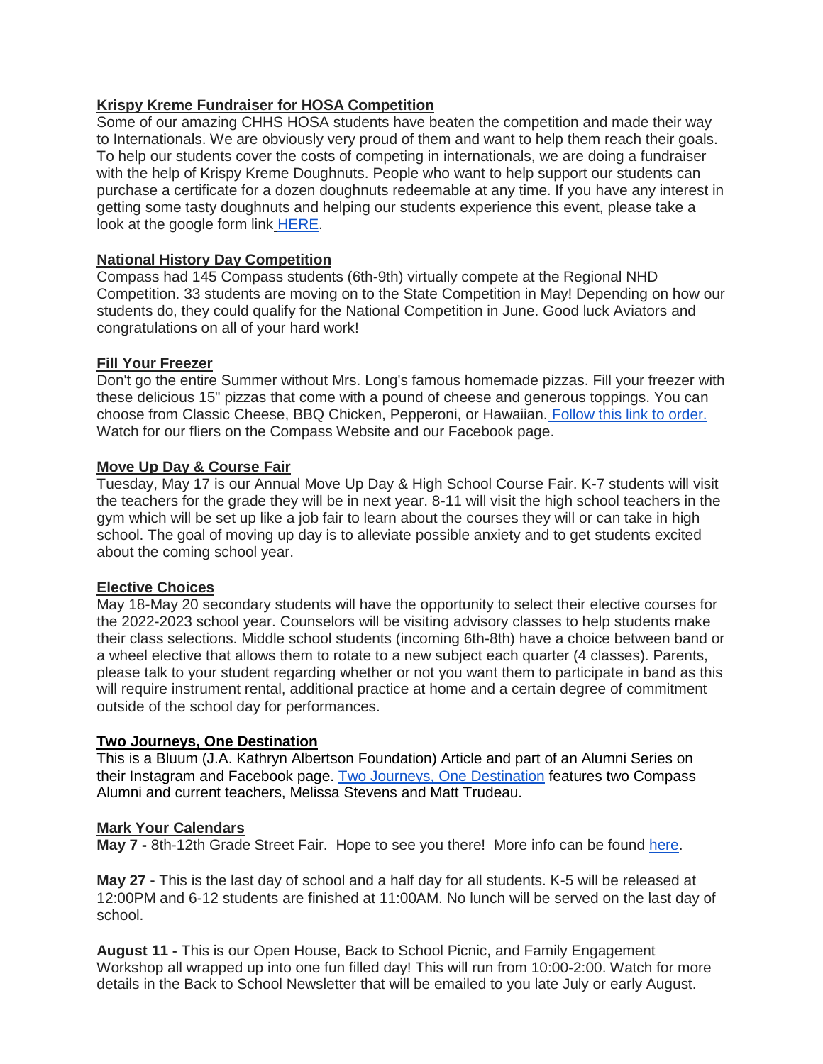**Krispy Kreme Fundraiser for HOSA Competition**

Some of our amazing CHHS HOSA students have beaten the competition and made their way to Internationals. We are obviously very proud of them and want to help them reach their goals. To help our students cover the costs of competing in internationals, we are doing a fundraiser with the help of Krispy Kreme Doughnuts. People who want to help support our students can purchase a certificate for a dozen doughnuts redeemable at any time. If you have any interest in getting some tasty doughnuts and helping our students experience this event, please take a look at the google form link HERE.

**National History Day Competition**

Compass had 145 Compass students (6th-9th) virtually compete at the Regional NHD Competition. 33 students are moving on to the State Competition in May! Depending on how our students do, they could qualify for the National Competition in June. Good luck Aviators and congratulations on all of your hard work!

**Fill Your Freezer**

Don't go the entire Summer without Mrs. Long's famous homemade pizzas. Fill your freezer with these delicious 15" pizzas that come with a pound of cheese and generous toppings. You can choose from Classic Cheese, BBQ Chicken, Pepperoni, or Hawaiian. Follow this link to order. Watch for our fliers on the Compass Website and our Facebook page.

**Move Up Day & Course Fair**

Tuesday, May 17 is our Annual Move Up Day & High School Course Fair. K-7 students will visit the teachers for the grade they will be in next year. 8-11 will visit the high school teachers in the gym which will be set up like a job fair to learn about the courses they will or can take in high school. The goal of moving up day is to alleviate possible anxiety and to get students excited about the coming school year.

**Elective Choices**

May 18-May 20 secondary students will have the opportunity to select their elective courses for the 2022-2023 school year. Counselors will be visiting advisory classes to help students make their class selections. Middle school students (incoming 6th-8th) have a choice between band or a wheel elective that allows them to rotate to a new subject each quarter (4 classes). Parents, please talk to your student regarding whether or not you want them to participate in band as this will require instrument rental, additional practice at home and a certain degree of commitment outside of the school day for performances.

**Two Journeys, One Destination**

This is a Bluum (J.A. Kathryn Albertson Foundation) Article and part of an Alumni Series on their Instagram and Facebook page. Two Journeys, One Destination features two Compass Alumni and current teachers, Melissa Stevens and Matt Trudeau.

**Mark Your Calendars**

**May 7 -** 8th-12th Grade Street Fair. Hope to see you there! More info can be found here.

**May 27 -** This is the last day of school and a half day for all students. K-5 will be released at 12:00PM and 6-12 students are finished at 11:00AM. No lunch will be served on the last day of school.

**August 11 -** This is our Open House, Back to School Picnic, and Family Engagement Workshop all wrapped up into one fun filled day! This will run from 10:00-2:00. Watch for more details in the Back to School Newsletter that will be emailed to you late July or early August.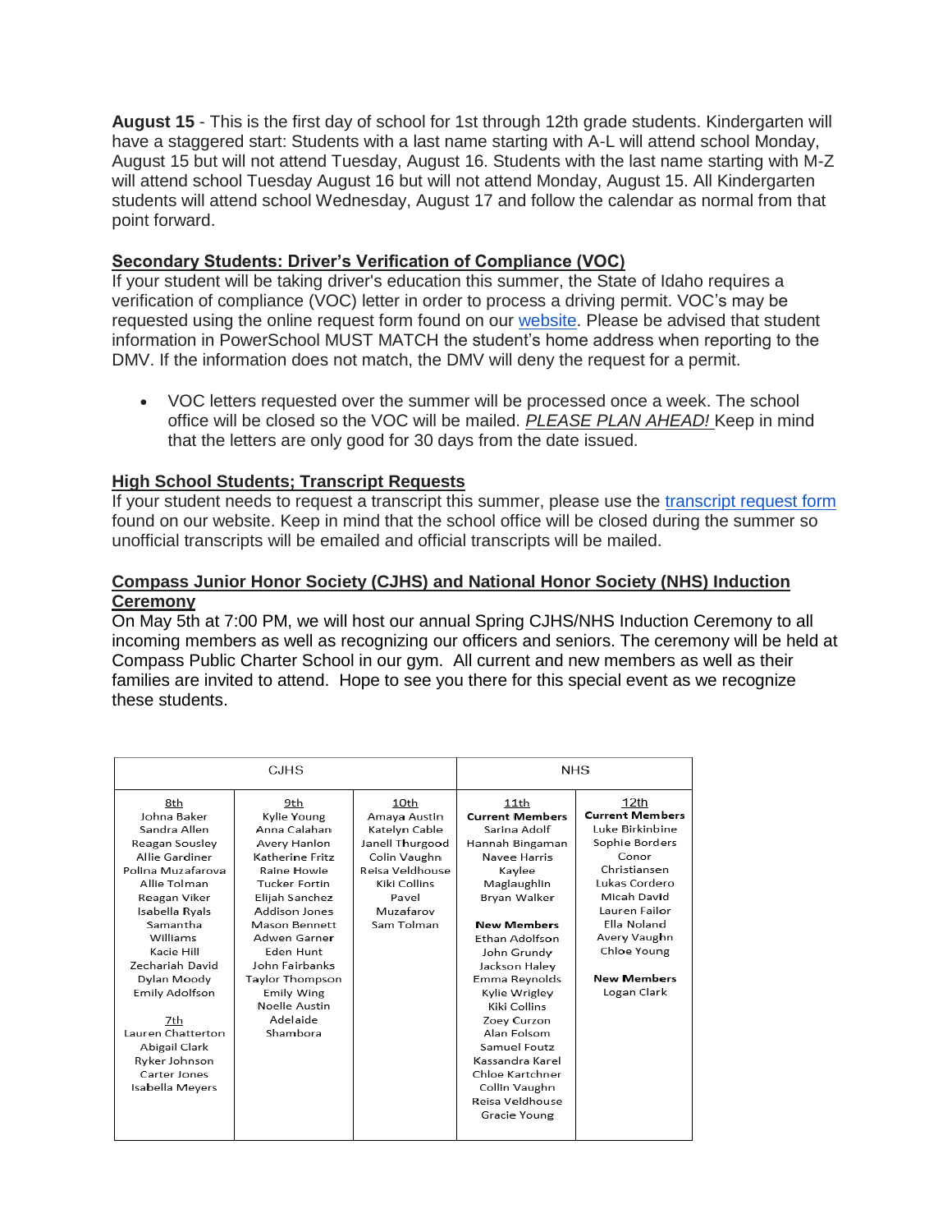**August 15** - This is the first day of school for 1st through 12th grade students. Kindergarten will have a staggered start: Students with a last name starting with A-L will attend school Monday, August 15 but will not attend Tuesday, August 16. Students with the last name starting with M-Z will attend school Tuesday August 16 but will not attend Monday, August 15. All Kindergarten students will attend school Wednesday, August 17 and follow the calendar as normal from that point forward.

**Secondary Students: Driver's Verification of Compliance (VOC)**

If your student will be taking driver's education this summer, the State of Idaho requires a verification of compliance (VOC) letter in order to process a driving permit. VOC's may be requested using the online request form found on our website. Please be advised that student information in PowerSchool MUST MATCH the student's home address when reporting to the DMV. If the information does not match, the DMV will deny the request for a permit.

- VOC letters requested over the summer will be processed once a week. The school office will be closed so the VOC will be mailed. *PLEASE PLAN AHEAD!* Keep in mind that the letters are only good for 30 days from the date issued.

**High School Students; Transcript Requests**

If your student needs to request a transcript this summer, please use the transcript request form found on our website. Keep in mind that the school office will be closed during the summer so unofficial transcripts will be emailed and official transcripts will be mailed.

**Compass Junior Honor Society (CJHS) and National Honor Society (NHS) Induction Ceremony**

On May 5th at 7:00 PM, we will host our annual Spring CJHS/NHS Induction Ceremony to all incoming members as well as recognizing our officers and seniors. The ceremony will be held at Compass Public Charter School in our gym. All current and new members as well as their families are invited to attend. Hope to see you there for this special event as we recognize these students.

| CJHS | | | NHS | |
|---|---|---|---|---|
| 8th | 9th | 10th | 11th | 12th |
| Johna Baker | Kylie Young | Amaya Austin | **Current Members** | **Current Members** |
| Sandra Allen | Anna Calahan | Katelyn Cable | Sarina Adolf | Luke Birkinbine |
| Reagan Sousley | Avery Hanlon | Janell Thurgood | Hannah Bingaman | Sophie Borders |
| Allie Gardiner | Katherine Fritz | Colin Vaughn | Navee Harris | Conor Christiansen |
| Polina Muzafarova | Raine Howie | Reisa Veldhouse | Kaylee Maglaughlin | Lukas Cordero |
| Allie Tolman | Tucker Fortin | Kiki Collins | Bryan Walker | Micah David |
| Reagan Viker | Elijah Sanchez | Pavel Muzafarov | | Lauren Failor |
| Isabella Ryals | Addison Jones | Sam Tolman | **New Members** | Ella Noland |
| Samantha Williams | Mason Bennett | | Ethan Adolfson | Avery Vaughn |
| Kacie Hill | Adwen Garner | | John Grundy | Chloe Young |
| Zechariah David | Eden Hunt | | Jackson Haley | |
| Dylan Moody | John Fairbanks | | Emma Reynolds | **New Members** |
| Emily Adolfson | Taylor Thompson | | Kylie Wrigley | Logan Clark |
| | Emily Wing | | Kiki Collins | |
| 7th | Noelle Austin | | Zoey Curzon | |
| Lauren Chatterton | Adelaide Shambora | | Alan Folsom | |
| Abigail Clark | | | Samuel Foutz | |
| Ryker Johnson | | | Kassandra Karel | |
| Carter Jones | | | Chloe Kartchner | |
| Isabella Meyers | | | Collin Vaughn | |
| | | | Reisa Veldhouse | |
| | | | Gracie Young | |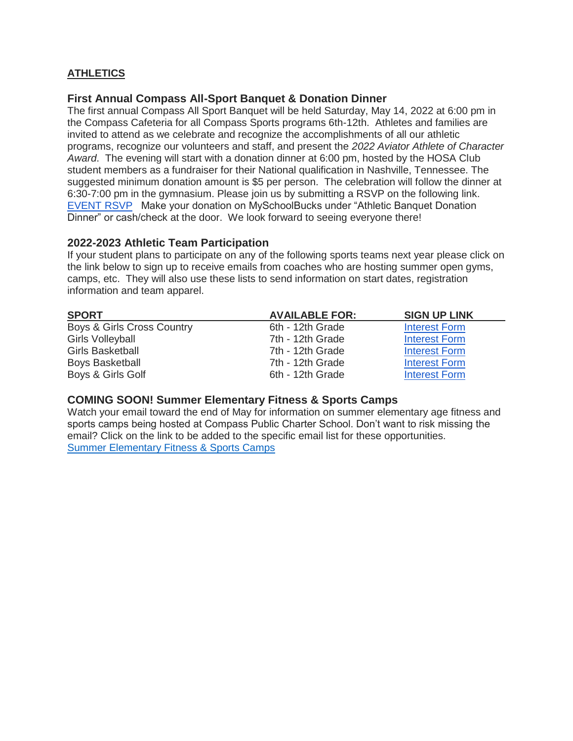## ATHLETICS

### First Annual Compass All-Sport Banquet & Donation Dinner

The first annual Compass All Sport Banquet will be held Saturday, May 14, 2022 at 6:00 pm in the Compass Cafeteria for all Compass Sports programs 6th-12th. Athletes and families are invited to attend as we celebrate and recognize the accomplishments of all our athletic programs, recognize our volunteers and staff, and present the *2022 Aviator Athlete of Character Award*. The evening will start with a donation dinner at 6:00 pm, hosted by the HOSA Club student members as a fundraiser for their National qualification in Nashville, Tennessee. The suggested minimum donation amount is $5 per person. The celebration will follow the dinner at 6:30-7:00 pm in the gymnasium. Please join us by submitting a RSVP on the following link. EVENT RSVP Make your donation on MySchoolBucks under "Athletic Banquet Donation Dinner" or cash/check at the door. We look forward to seeing everyone there!

### 2022-2023 Athletic Team Participation

If your student plans to participate on any of the following sports teams next year please click on the link below to sign up to receive emails from coaches who are hosting summer open gyms, camps, etc. They will also use these lists to send information on start dates, registration information and team apparel.

| SPORT | AVAILABLE FOR: | SIGN UP LINK |
|---|---|---|
| Boys & Girls Cross Country | 6th - 12th Grade | Interest Form |
| Girls Volleyball | 7th - 12th Grade | Interest Form |
| Girls Basketball | 7th - 12th Grade | Interest Form |
| Boys Basketball | 7th - 12th Grade | Interest Form |
| Boys & Girls Golf | 6th - 12th Grade | Interest Form |

### COMING SOON! Summer Elementary Fitness & Sports Camps

Watch your email toward the end of May for information on summer elementary age fitness and sports camps being hosted at Compass Public Charter School. Don't want to risk missing the email? Click on the link to be added to the specific email list for these opportunities.
Summer Elementary Fitness & Sports Camps